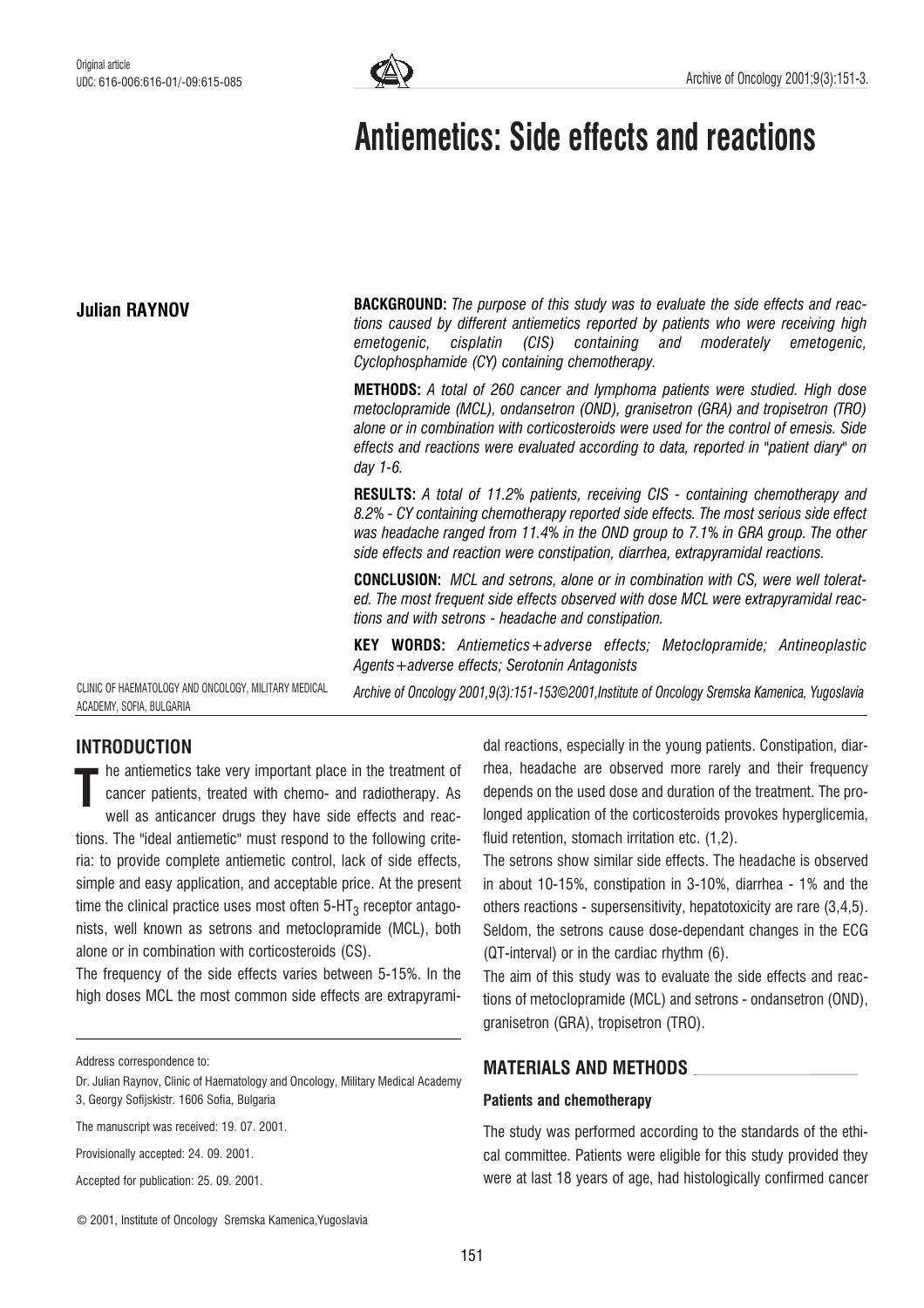Original article

UDC: 616-006:616-01/-09:615-085

# Antiemetics: Side effects and reactions

**Julian RAYNOV**

CLINIC OF HAEMATOLOGY AND ONCOLOGY, MILITARY MEDICAL ACADEMY, SOFIA, BULGARIA

**BACKGROUND:** *The purpose of this study was to evaluate the side effects and reactions caused by different antiemetics reported by patients who were receiving high emetogenic, cisplatin (CIS) containing and moderately emetogenic, Cyclophosphamide (CY) containing chemotherapy.*

**METHODS:** *A total of 260 cancer and lymphoma patients were studied. High dose metoclopramide (MCL), ondansetron (OND), granisetron (GRA) and tropisetron (TRO) alone or in combination with corticosteroids were used for the control of emesis. Side effects and reactions were evaluated according to data, reported in "patient diary" on day 1-6.*

**RESULTS:** *A total of 11.2% patients, receiving CIS - containing chemotherapy and 8.2% - CY containing chemotherapy reported side effects. The most serious side effect was headache ranged from 11.4% in the OND group to 7.1% in GRA group. The other side effects and reaction were constipation, diarrhea, extrapyramidal reactions.*

**CONCLUSION:** *MCL and setrons, alone or in combination with CS, were well tolerated. The most frequent side effects observed with dose MCL were extrapyramidal reactions and with setrons - headache and constipation.*

**KEY WORDS:** *Antiemetics+adverse effects; Metoclopramide; Antineoplastic Agents+adverse effects; Serotonin Antagonists*

*Archive of Oncology 2001,9(3):151-153©2001,Institute of Oncology Sremska Kamenica, Yugoslavia*

## INTRODUCTION

The antiemetics take very important place in the treatment of cancer patients, treated with chemo- and radiotherapy. As well as anticancer drugs they have side effects and reactions. The "ideal antiemetic" must respond to the following criteria: to provide complete antiemetic control, lack of side effects, simple and easy application, and acceptable price. At the present time the clinical practice uses most often 5-$HT_3$ receptor antagonists, well known as setrons and metoclopramide (MCL), both alone or in combination with corticosteroids (CS).

The frequency of the side effects varies between 5-15%. In the high doses MCL the most common side effects are extrapyramidal reactions, especially in the young patients. Constipation, diarrhea, headache are observed more rarely and their frequency depends on the used dose and duration of the treatment. The prolonged application of the corticosteroids provokes hyperglicemia, fluid retention, stomach irritation etc. (1,2).

The setrons show similar side effects. The headache is observed in about 10-15%, constipation in 3-10%, diarrhea - 1% and the others reactions - supersensitivity, hepatotoxicity are rare (3,4,5). Seldom, the setrons cause dose-dependant changes in the ECG (QT-interval) or in the cardiac rhythm (6).

The aim of this study was to evaluate the side effects and reactions of metoclopramide (MCL) and setrons - ondansetron (OND), granisetron (GRA), tropisetron (TRO).

## MATERIALS AND METHODS

### Patients and chemotherapy

The study was performed according to the standards of the ethical committee. Patients were eligible for this study provided they were at last 18 years of age, had histologically confirmed cancer

Address correspondence to:

Dr. Julian Raynov, Clinic of Haematology and Oncology, Military Medical Academy 3, Georgy Sofijskistr. 1606 Sofia, Bulgaria

The manuscript was received: 19. 07. 2001.

Provisionally accepted: 24. 09. 2001.

Accepted for publication: 25. 09. 2001.

© 2001, Institute of Oncology Sremska Kamenica,Yugoslavia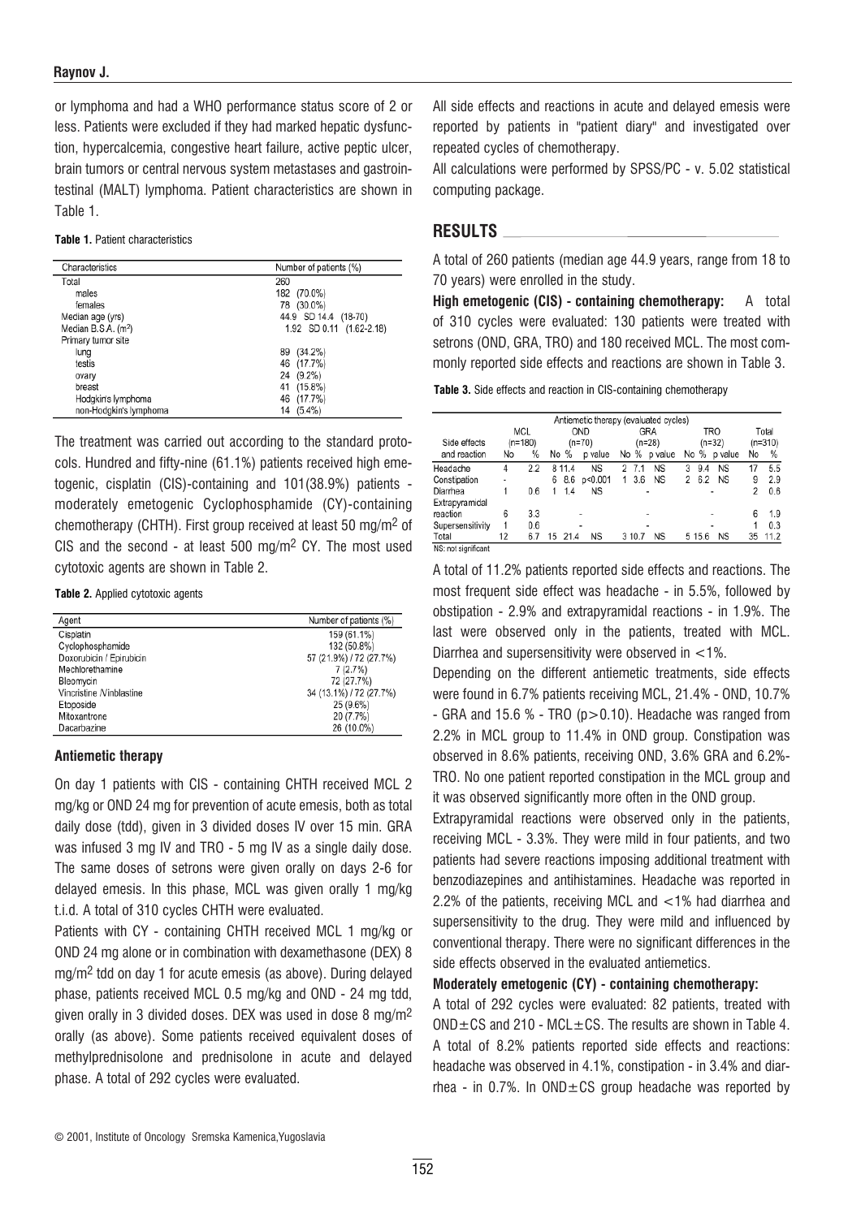or lymphoma and had a WHO performance status score of 2 or less. Patients were excluded if they had marked hepatic dysfunction, hypercalcemia, congestive heart failure, active peptic ulcer, brain tumors or central nervous system metastases and gastrointestinal (MALT) lymphoma. Patient characteristics are shown in Table 1.

**Table 1.** Patient characteristics

| Characteristics | Number of patients (%) |
|---|---|
| Total | 260 |
| males | 182 (70.0%) |
| females | 78 (30.0%) |
| Median age (yrs) | 44.9 SD 14.4 (18-70) |
| Median B.S.A. ($m^2$) | 1.92 SD 0.11 (1.62-2.18) |
| Primary tumor site | |
| lung | 89 (34.2%) |
| testis | 46 (17.7%) |
| ovary | 24 (9.2%) |
| breast | 41 (15.8%) |
| Hodgkin's lymphoma | 46 (17.7%) |
| non-Hodgkin's lymphoma | 14 (5.4%) |

The treatment was carried out according to the standard protocols. Hundred and fifty-nine (61.1%) patients received high emetogenic, cisplatin (CIS)-containing and 101(38.9%) patients - moderately emetogenic Cyclophosphamide (CY)-containing chemotherapy (CHTH). First group received at least 50 mg/$m^2$ of CIS and the second - at least 500 mg/$m^2$ CY. The most used cytotoxic agents are shown in Table 2.

**Table 2.** Applied cytotoxic agents

| Agent | Number of patients (%) |
|---|---|
| Cisplatin | 159 (61.1%) |
| Cyclophosphamide | 132 (50.8%) |
| Doxorubicin / Epirubicin | 57 (21.9%) / 72 (27.7%) |
| Mechlorethamine | 7 (2.7%) |
| Bleomycin | 72 (27.7%) |
| Vincristine /Vinblastine | 34 (13.1%) / 72 (27.7%) |
| Etoposide | 25 (9.6%) |
| Mitoxantrone | 20 (7.7%) |
| Dacarbazine | 26 (10.0%) |

### Antiemetic therapy

On day 1 patients with CIS - containing CHTH received MCL 2 mg/kg or OND 24 mg for prevention of acute emesis, both as total daily dose (tdd), given in 3 divided doses IV over 15 min. GRA was infused 3 mg IV and TRO - 5 mg IV as a single daily dose. The same doses of setrons were given orally on days 2-6 for delayed emesis. In this phase, MCL was given orally 1 mg/kg t.i.d. A total of 310 cycles CHTH were evaluated.

Patients with CY - containing CHTH received MCL 1 mg/kg or OND 24 mg alone or in combination with dexamethasone (DEX) 8 mg/$m^2$ tdd on day 1 for acute emesis (as above). During delayed phase, patients received MCL 0.5 mg/kg and OND - 24 mg tdd, given orally in 3 divided doses. DEX was used in dose 8 mg/$m^2$ orally (as above). Some patients received equivalent doses of methylprednisolone and prednisolone in acute and delayed phase. A total of 292 cycles were evaluated.

All side effects and reactions in acute and delayed emesis were reported by patients in "patient diary" and investigated over repeated cycles of chemotherapy.

All calculations were performed by SPSS/PC - v. 5.02 statistical computing package.

## RESULTS

A total of 260 patients (median age 44.9 years, range from 18 to 70 years) were enrolled in the study.

**High emetogenic (CIS) - containing chemotherapy:** A total of 310 cycles were evaluated: 130 patients were treated with setrons (OND, GRA, TRO) and 180 received MCL. The most commonly reported side effects and reactions are shown in Table 3.

**Table 3.** Side effects and reaction in CIS-containing chemotherapy

| | Antiemetic therapy (evaluated cycles) | | | | | | | | | | | | | |
|---|---|---|---|---|---|---|---|---|---|---|---|---|---|---|
| Side effects and reaction | MCL (n=180) | | OND (n=70) | | | GRA (n=28) | | | TRO (n=32) | | | Total (n=310) | |
| | No | % | No | % | p value | No | % | p value | No | % | p value | No | % |
| Headache | 4 | 2.2 | 8 | 11.4 | NS | 2 | 7.1 | NS | 3 | 9.4 | NS | 17 | 5.5 |
| Constipation | - | | 6 | 8.6 | p<0.001 | 1 | 3.6 | NS | 2 | 6.2 | NS | 9 | 2.9 |
| Diarrhea | 1 | 0.6 | 1 | 1.4 | NS | | - | | | - | | 2 | 0.6 |
| Extrapyramidal reaction | 6 | 3.3 | | - | | | - | | | - | | 6 | 1.9 |
| Supersensitivity | 1 | 0.6 | | - | | | - | | | - | | 1 | 0.3 |
| Total | 12 | 6.7 | 15 | 21.4 | NS | 3 | 10.7 | NS | 5 | 15.6 | NS | 35 | 11.2 |

NS: not significant

A total of 11.2% patients reported side effects and reactions. The most frequent side effect was headache - in 5.5%, followed by obstipation - 2.9% and extrapyramidal reactions - in 1.9%. The last were observed only in the patients, treated with MCL. Diarrhea and supersensitivity were observed in <1%.

Depending on the different antiemetic treatments, side effects were found in 6.7% patients receiving MCL, 21.4% - OND, 10.7% - GRA and 15.6 % - TRO (p>0.10). Headache was ranged from 2.2% in MCL group to 11.4% in OND group. Constipation was observed in 8.6% patients, receiving OND, 3.6% GRA and 6.2%- TRO. No one patient reported constipation in the MCL group and it was observed significantly more often in the OND group.

Extrapyramidal reactions were observed only in the patients, receiving MCL - 3.3%. They were mild in four patients, and two patients had severe reactions imposing additional treatment with benzodiazepines and antihistamines. Headache was reported in 2.2% of the patients, receiving MCL and <1% had diarrhea and supersensitivity to the drug. They were mild and influenced by conventional therapy. There were no significant differences in the side effects observed in the evaluated antiemetics.

**Moderately emetogenic (CY) - containing chemotherapy:**

A total of 292 cycles were evaluated: 82 patients, treated with OND±CS and 210 - MCL±CS. The results are shown in Table 4. A total of 8.2% patients reported side effects and reactions: headache was observed in 4.1%, constipation - in 3.4% and diarrhea - in 0.7%. In OND±CS group headache was reported by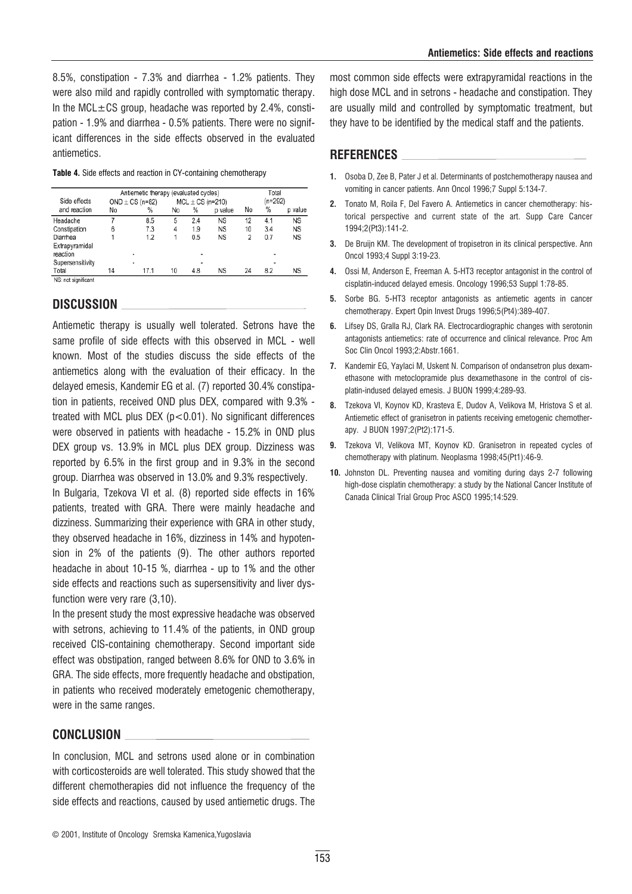8.5%, constipation - 7.3% and diarrhea - 1.2% patients. They were also mild and rapidly controlled with symptomatic therapy. In the MCL±CS group, headache was reported by 2.4%, constipation - 1.9% and diarrhea - 0.5% patients. There were no significant differences in the side effects observed in the evaluated antiemetics.

**Table 4.** Side effects and reaction in CY-containing chemotherapy

| Side effects and reaction | Antiemetic therapy (evaluated cycles) | | | | | Total (n=292) | | |
|---|---|---|---|---|---|---|---|---|
| | OND ± CS (n=82) | | MCL ± CS (n=210) | | | | | |
| | No | % | No | % | p value | No | % | p value |
| Headache | 7 | 8.5 | 5 | 2.4 | NS | 12 | 4.1 | NS |
| Constipation | 6 | 7.3 | 4 | 1.9 | NS | 10 | 3.4 | NS |
| Diarrhea | 1 | 1.2 | 1 | 0.5 | NS | 2 | 0.7 | NS |
| Extrapyramidal reaction | | - | | - | | | - | |
| Supersensitivity | | - | | - | | | - | |
| Total | 14 | 17.1 | 10 | 4.8 | NS | 24 | 8.2 | NS |

NS: not significant

## DISCUSSION

Antiemetic therapy is usually well tolerated. Setrons have the same profile of side effects with this observed in MCL - well known. Most of the studies discuss the side effects of the antiemetics along with the evaluation of their efficacy. In the delayed emesis, Kandemir EG et al. (7) reported 30.4% constipation in patients, received OND plus DEX, compared with 9.3% - treated with MCL plus DEX ($p<0.01$). No significant differences were observed in patients with headache - 15.2% in OND plus DEX group vs. 13.9% in MCL plus DEX group. Dizziness was reported by 6.5% in the first group and in 9.3% in the second group. Diarrhea was observed in 13.0% and 9.3% respectively.

In Bulgaria, Tzekova Vl et al. (8) reported side effects in 16% patients, treated with GRA. There were mainly headache and dizziness. Summarizing their experience with GRA in other study, they observed headache in 16%, dizziness in 14% and hypotension in 2% of the patients (9). The other authors reported headache in about 10-15 %, diarrhea - up to 1% and the other side effects and reactions such as supersensitivity and liver dysfunction were very rare (3,10).

In the present study the most expressive headache was observed with setrons, achieving to 11.4% of the patients, in OND group received CIS-containing chemotherapy. Second important side effect was obstipation, ranged between 8.6% for OND to 3.6% in GRA. The side effects, more frequently headache and obstipation, in patients who received moderately emetogenic chemotherapy, were in the same ranges.

## CONCLUSION

In conclusion, MCL and setrons used alone or in combination with corticosteroids are well tolerated. This study showed that the different chemotherapies did not influence the frequency of the side effects and reactions, caused by used antiemetic drugs. The most common side effects were extrapyramidal reactions in the high dose MCL and in setrons - headache and constipation. They are usually mild and controlled by symptomatic treatment, but they have to be identified by the medical staff and the patients.

## REFERENCES

1. Osoba D, Zee B, Pater J et al. Determinants of postchemotherapy nausea and vomiting in cancer patients. Ann Oncol 1996;7 Suppl 5:134-7.
2. Tonato M, Roila F, Del Favero A. Antiemetics in cancer chemotherapy: historical perspective and current state of the art. Supp Care Cancer 1994;2(Pt3):141-2.
3. De Bruijn KM. The development of tropisetron in its clinical perspective. Ann Oncol 1993;4 Suppl 3:19-23.
4. Ossi M, Anderson E, Freeman A. 5-HT3 receptor antagonist in the control of cisplatin-induced delayed emesis. Oncology 1996;53 Suppl 1:78-85.
5. Sorbe BG. 5-HT3 receptor antagonists as antiemetic agents in cancer chemotherapy. Expert Opin Invest Drugs 1996;5(Pt4):389-407.
6. Lifsey DS, Gralla RJ, Clark RA. Electrocardiographic changes with serotonin antagonists antiemetics: rate of occurrence and clinical relevance. Proc Am Soc Clin Oncol 1993;2:Abstr.1661.
7. Kandemir EG, Yaylaci M, Uskent N. Comparison of ondansetron plus dexamethasone with metoclopramide plus dexamethasone in the control of cisplatin-indused delayed emesis. J BUON 1999;4:289-93.
8. Tzekova Vl, Koynov KD, Krasteva E, Dudov A, Velikova M, Hristova S et al. Antiemetic effect of granisetron in patients receiving emetogenic chemotherapy. J BUON 1997;2(Pt2):171-5.
9. Tzekova Vl, Velikova MT, Koynov KD. Granisetron in repeated cycles of chemotherapy with platinum. Neoplasma 1998;45(Pt1):46-9.
10. Johnston DL. Preventing nausea and vomiting during days 2-7 following high-dose cisplatin chemotherapy: a study by the National Cancer Institute of Canada Clinical Trial Group Proc ASCO 1995;14:529.

© 2001, Institute of Oncology Sremska Kamenica,Yugoslavia